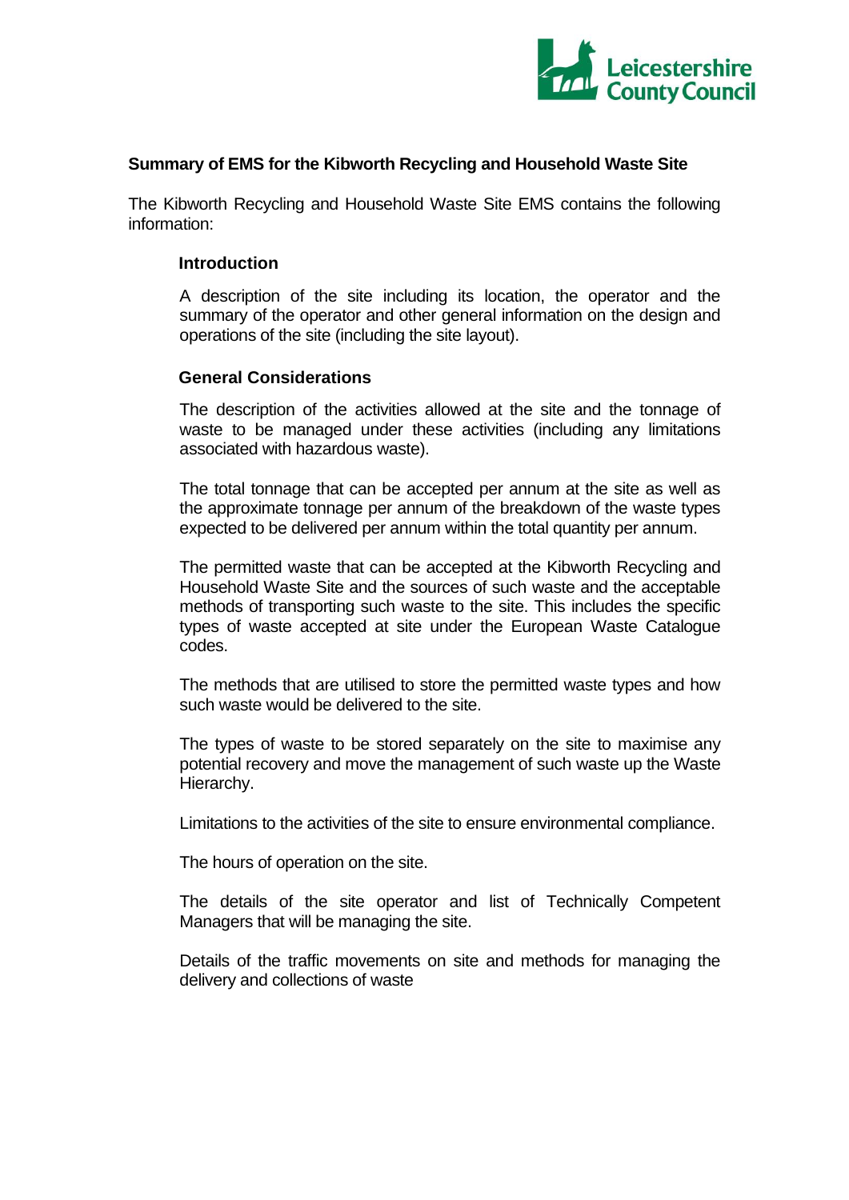**Summary of EMS for the Kibworth Recycling and Household Waste Site**

The Kibworth Recycling and Household Waste Site EMS contains the following information:

**Introduction**

A description of the site including its location, the operator and the summary of the operator and other general information on the design and operations of the site (including the site layout).

**General Considerations**

The description of the activities allowed at the site and the tonnage of waste to be managed under these activities (including any limitations associated with hazardous waste).

The total tonnage that can be accepted per annum at the site as well as the approximate tonnage per annum of the breakdown of the waste types expected to be delivered per annum within the total quantity per annum.

The permitted waste that can be accepted at the Kibworth Recycling and Household Waste Site and the sources of such waste and the acceptable methods of transporting such waste to the site. This includes the specific types of waste accepted at site under the European Waste Catalogue codes.

The methods that are utilised to store the permitted waste types and how such waste would be delivered to the site.

The types of waste to be stored separately on the site to maximise any potential recovery and move the management of such waste up the Waste Hierarchy.

Limitations to the activities of the site to ensure environmental compliance.

The hours of operation on the site.

The details of the site operator and list of Technically Competent Managers that will be managing the site.

Details of the traffic movements on site and methods for managing the delivery and collections of waste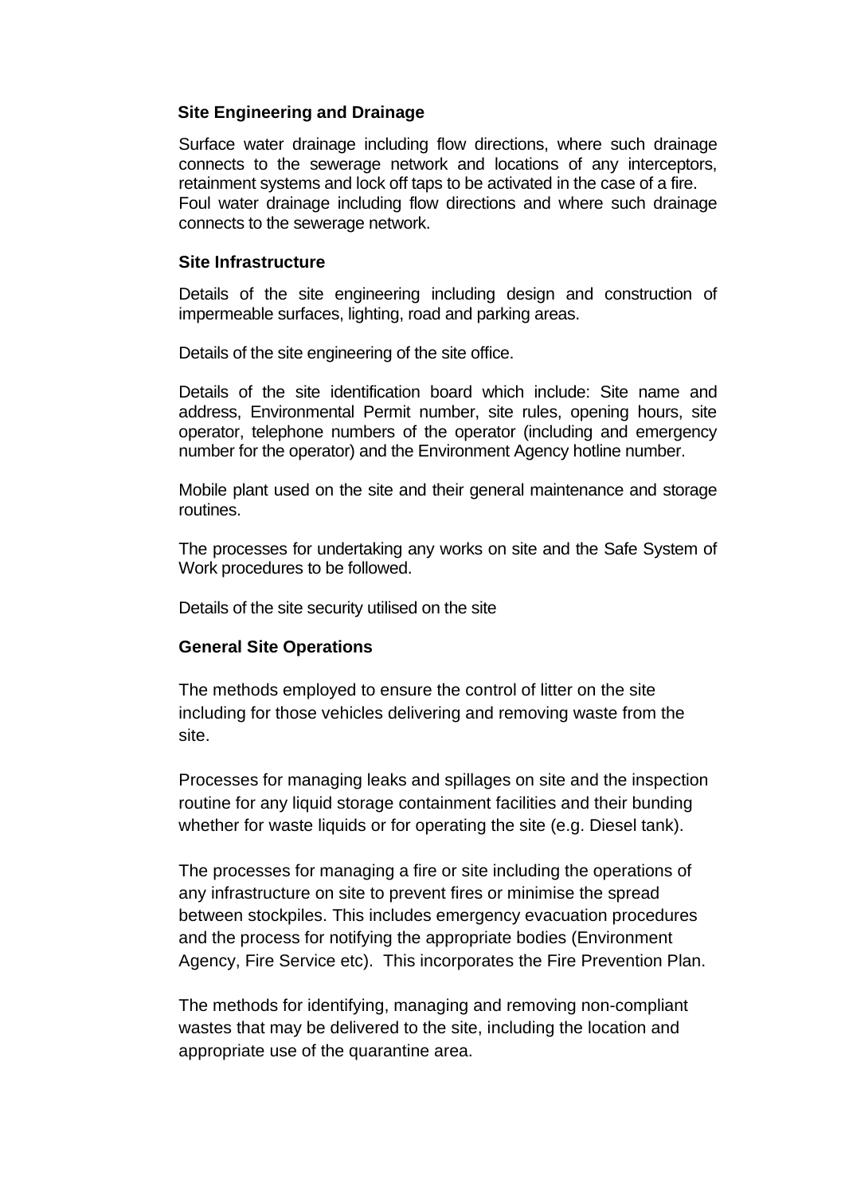**Site Engineering and Drainage**

Surface water drainage including flow directions, where such drainage connects to the sewerage network and locations of any interceptors, retainment systems and lock off taps to be activated in the case of a fire. Foul water drainage including flow directions and where such drainage connects to the sewerage network.

**Site Infrastructure**

Details of the site engineering including design and construction of impermeable surfaces, lighting, road and parking areas.

Details of the site engineering of the site office.

Details of the site identification board which include: Site name and address, Environmental Permit number, site rules, opening hours, site operator, telephone numbers of the operator (including and emergency number for the operator) and the Environment Agency hotline number.

Mobile plant used on the site and their general maintenance and storage routines.

The processes for undertaking any works on site and the Safe System of Work procedures to be followed.

Details of the site security utilised on the site

**General Site Operations**

The methods employed to ensure the control of litter on the site including for those vehicles delivering and removing waste from the site.

Processes for managing leaks and spillages on site and the inspection routine for any liquid storage containment facilities and their bunding whether for waste liquids or for operating the site (e.g. Diesel tank).

The processes for managing a fire or site including the operations of any infrastructure on site to prevent fires or minimise the spread between stockpiles. This includes emergency evacuation procedures and the process for notifying the appropriate bodies (Environment Agency, Fire Service etc). This incorporates the Fire Prevention Plan.

The methods for identifying, managing and removing non-compliant wastes that may be delivered to the site, including the location and appropriate use of the quarantine area.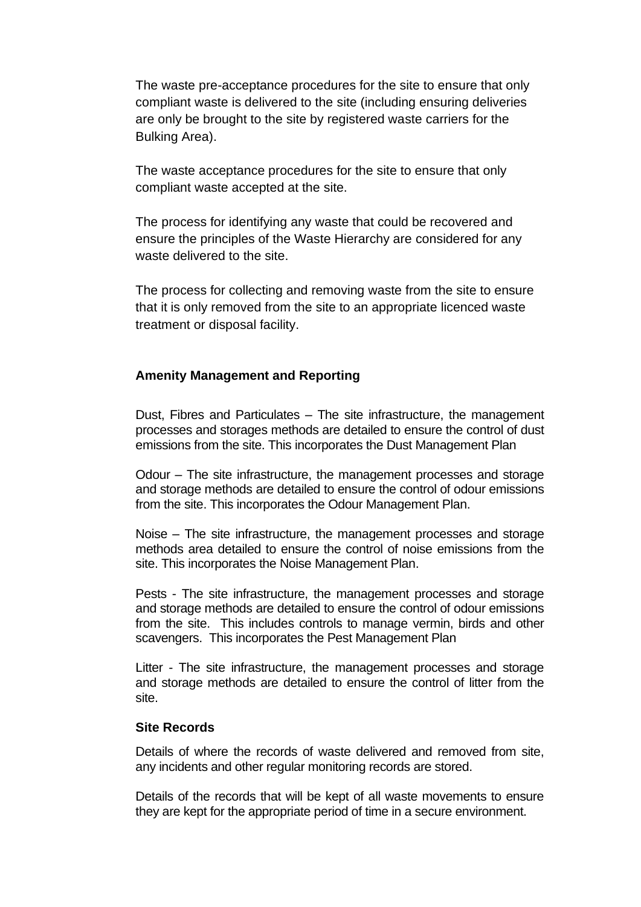The waste pre-acceptance procedures for the site to ensure that only compliant waste is delivered to the site (including ensuring deliveries are only be brought to the site by registered waste carriers for the Bulking Area).

The waste acceptance procedures for the site to ensure that only compliant waste accepted at the site.

The process for identifying any waste that could be recovered and ensure the principles of the Waste Hierarchy are considered for any waste delivered to the site.

The process for collecting and removing waste from the site to ensure that it is only removed from the site to an appropriate licenced waste treatment or disposal facility.

**Amenity Management and Reporting**

Dust, Fibres and Particulates – The site infrastructure, the management processes and storages methods are detailed to ensure the control of dust emissions from the site. This incorporates the Dust Management Plan

Odour – The site infrastructure, the management processes and storage and storage methods are detailed to ensure the control of odour emissions from the site. This incorporates the Odour Management Plan.

Noise – The site infrastructure, the management processes and storage methods area detailed to ensure the control of noise emissions from the site. This incorporates the Noise Management Plan.

Pests - The site infrastructure, the management processes and storage and storage methods are detailed to ensure the control of odour emissions from the site. This includes controls to manage vermin, birds and other scavengers. This incorporates the Pest Management Plan

Litter - The site infrastructure, the management processes and storage and storage methods are detailed to ensure the control of litter from the site.

**Site Records**

Details of where the records of waste delivered and removed from site, any incidents and other regular monitoring records are stored.

Details of the records that will be kept of all waste movements to ensure they are kept for the appropriate period of time in a secure environment.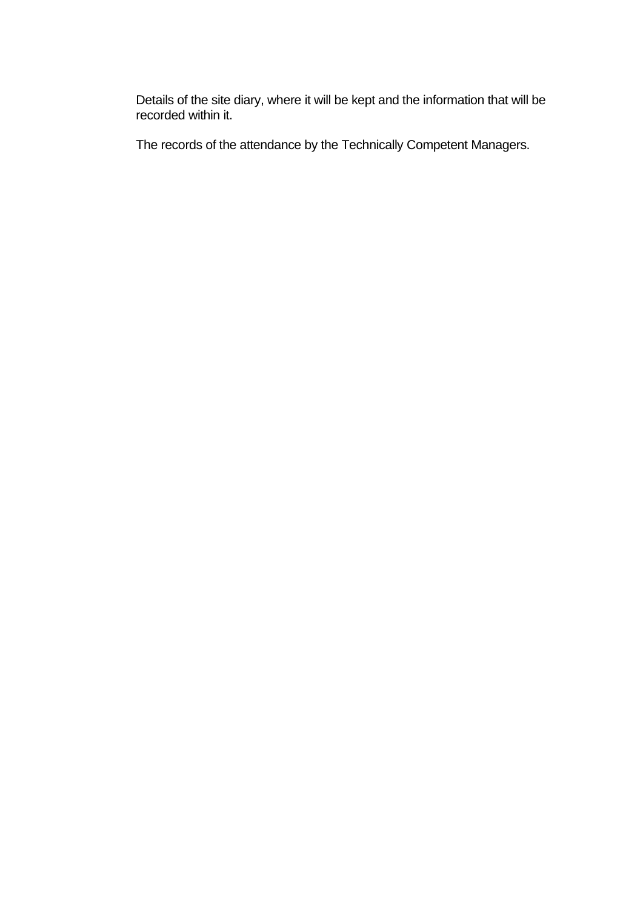Details of the site diary, where it will be kept and the information that will be recorded within it.

The records of the attendance by the Technically Competent Managers.